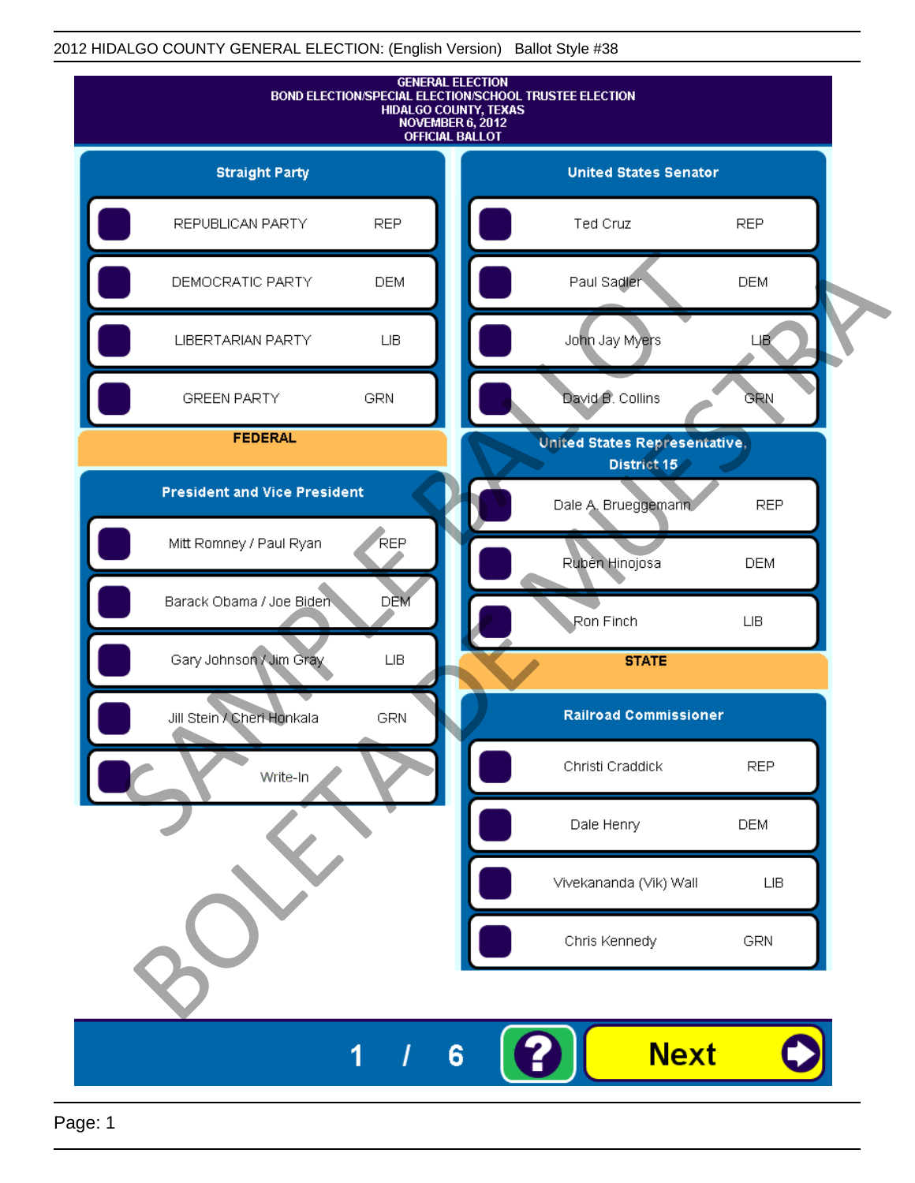2012 HIDALGO COUNTY GENERAL ELECTION: (English Version) Ballot Style #38

GENERAL ELECTION
BOND ELECTION/SPECIAL ELECTION/SCHOOL TRUSTEE ELECTION
HIDALGO COUNTY, TEXAS
NOVEMBER 6, 2012
OFFICIAL BALLOT

## Straight Party

| Candidate | Party |
|---|---|
| REPUBLICAN PARTY | REP |
| DEMOCRATIC PARTY | DEM |
| LIBERTARIAN PARTY | LIB |
| GREEN PARTY | GRN |

## FEDERAL

### President and Vice President

| Candidate | Party |
|---|---|
| Mitt Romney / Paul Ryan | REP |
| Barack Obama / Joe Biden | DEM |
| Gary Johnson / Jim Gray | LIB |
| Jill Stein / Cheri Honkala | GRN |
| Write-In | |

### United States Senator

| Candidate | Party |
|---|---|
| Ted Cruz | REP |
| Paul Sadler | DEM |
| John Jay Myers | LIB |
| David B. Collins | GRN |

### United States Representative, District 15

| Candidate | Party |
|---|---|
| Dale A. Brueggemann | REP |
| Rubén Hinojosa | DEM |
| Ron Finch | LIB |

## STATE

### Railroad Commissioner

| Candidate | Party |
|---|---|
| Christi Craddick | REP |
| Dale Henry | DEM |
| Vivekananda (Vik) Wall | LIB |
| Chris Kennedy | GRN |

SAMPLE BALLOT
BOLETA DE MUESTRA

1 / 6

Next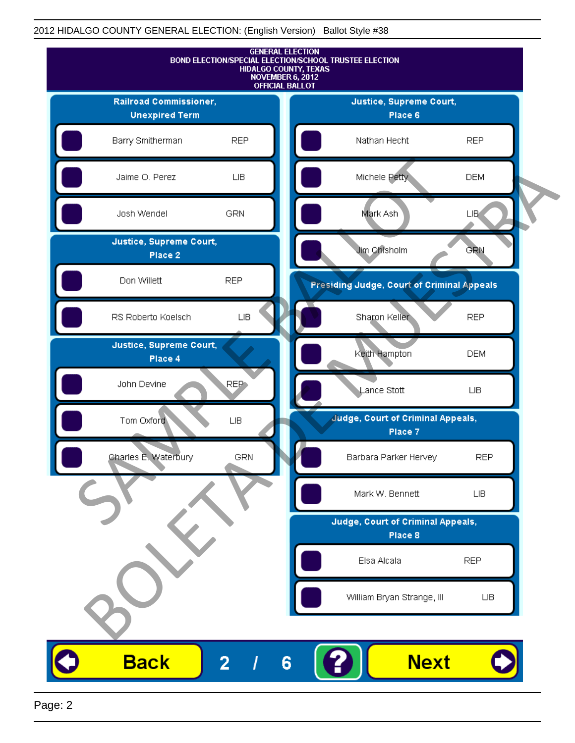2012 HIDALGO COUNTY GENERAL ELECTION: (English Version) Ballot Style #38

GENERAL ELECTION
BOND ELECTION/SPECIAL ELECTION/SCHOOL TRUSTEE ELECTION
HIDALGO COUNTY, TEXAS
NOVEMBER 6, 2012
OFFICIAL BALLOT

## Railroad Commissioner, Unexpired Term

| Candidate | Party |
|---|---|
| Barry Smitherman | REP |
| Jaime O. Perez | LIB |
| Josh Wendel | GRN |

## Justice, Supreme Court, Place 2

| Candidate | Party |
|---|---|
| Don Willett | REP |
| RS Roberto Koelsch | LIB |

## Justice, Supreme Court, Place 4

| Candidate | Party |
|---|---|
| John Devine | REP |
| Tom Oxford | LIB |
| Charles E. Waterbury | GRN |

## Justice, Supreme Court, Place 6

| Candidate | Party |
|---|---|
| Nathan Hecht | REP |
| Michele Petty | DEM |
| Mark Ash | LIB |
| Jim Chisholm | GRN |

## Presiding Judge, Court of Criminal Appeals

| Candidate | Party |
|---|---|
| Sharon Keller | REP |
| Keith Hampton | DEM |
| Lance Stott | LIB |

## Judge, Court of Criminal Appeals, Place 7

| Candidate | Party |
|---|---|
| Barbara Parker Hervey | REP |
| Mark W. Bennett | LIB |

## Judge, Court of Criminal Appeals, Place 8

| Candidate | Party |
|---|---|
| Elsa Alcala | REP |
| William Bryan Strange, III | LIB |

SAMPLE BALLOT
BOLETA DE MUESTRA

Back 2 / 6 ? Next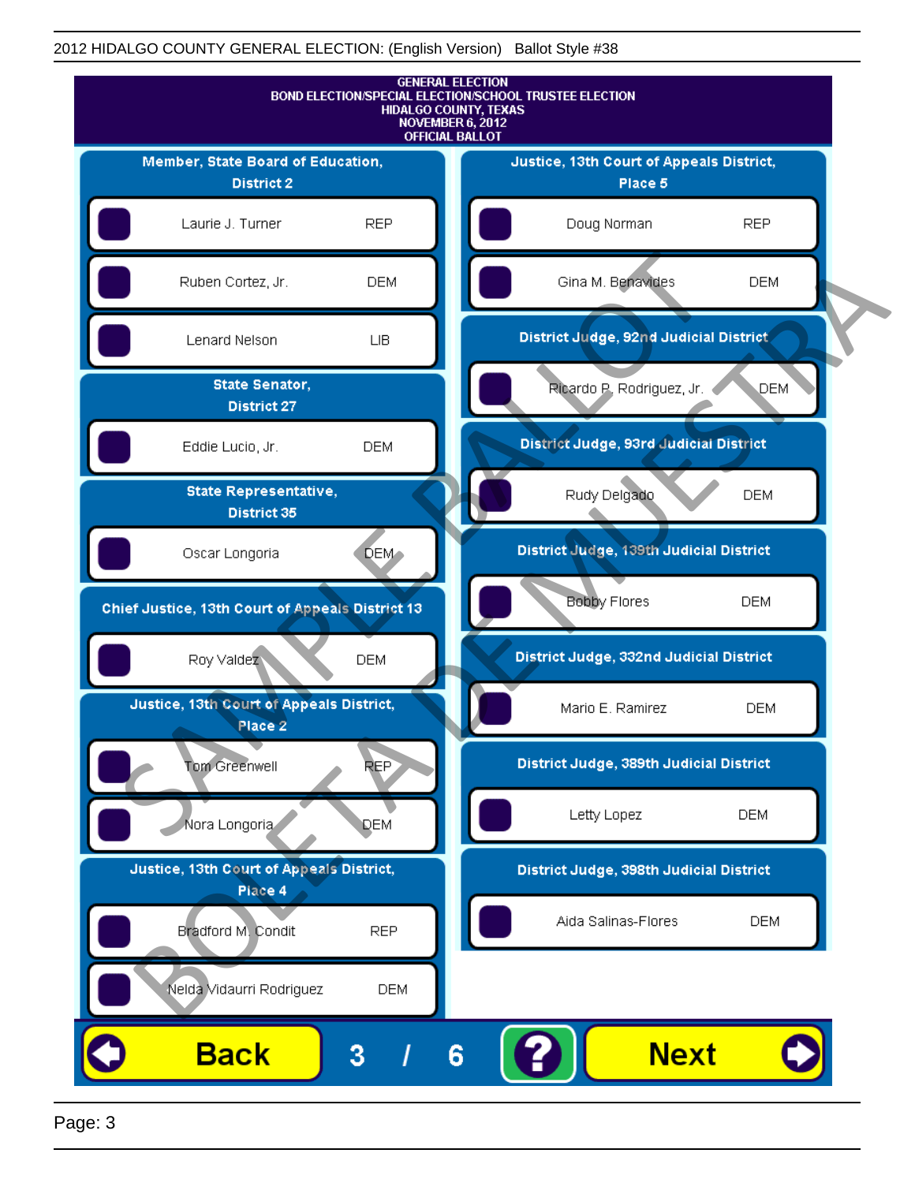2012 HIDALGO COUNTY GENERAL ELECTION: (English Version) Ballot Style #38

GENERAL ELECTION
BOND ELECTION/SPECIAL ELECTION/SCHOOL TRUSTEE ELECTION
HIDALGO COUNTY, TEXAS
NOVEMBER 6, 2012
OFFICIAL BALLOT

## Member, State Board of Education, District 2

| Candidate | Party |
| --- | --- |
| Laurie J. Turner | REP |
| Ruben Cortez, Jr. | DEM |
| Lenard Nelson | LIB |

## State Senator, District 27

| Candidate | Party |
| --- | --- |
| Eddie Lucio, Jr. | DEM |

## State Representative, District 35

| Candidate | Party |
| --- | --- |
| Oscar Longoria | DEM |

## Chief Justice, 13th Court of Appeals District 13

| Candidate | Party |
| --- | --- |
| Roy Valdez | DEM |

## Justice, 13th Court of Appeals District, Place 2

| Candidate | Party |
| --- | --- |
| Tom Greenwell | REP |
| Nora Longoria | DEM |

## Justice, 13th Court of Appeals District, Place 4

| Candidate | Party |
| --- | --- |
| Bradford M. Condit | REP |
| Nelda Vidaurri Rodriguez | DEM |

## Justice, 13th Court of Appeals District, Place 5

| Candidate | Party |
| --- | --- |
| Doug Norman | REP |
| Gina M. Benavides | DEM |

## District Judge, 92nd Judicial District

| Candidate | Party |
| --- | --- |
| Ricardo P. Rodriguez, Jr. | DEM |

## District Judge, 93rd Judicial District

| Candidate | Party |
| --- | --- |
| Rudy Delgado | DEM |

## District Judge, 139th Judicial District

| Candidate | Party |
| --- | --- |
| Bobby Flores | DEM |

## District Judge, 332nd Judicial District

| Candidate | Party |
| --- | --- |
| Mario E. Ramirez | DEM |

## District Judge, 389th Judicial District

| Candidate | Party |
| --- | --- |
| Letty Lopez | DEM |

## District Judge, 398th Judicial District

| Candidate | Party |
| --- | --- |
| Aida Salinas-Flores | DEM |

Back 3 / 6 ? Next

SAMPLE BALLOT BOLETA DE MUESTRA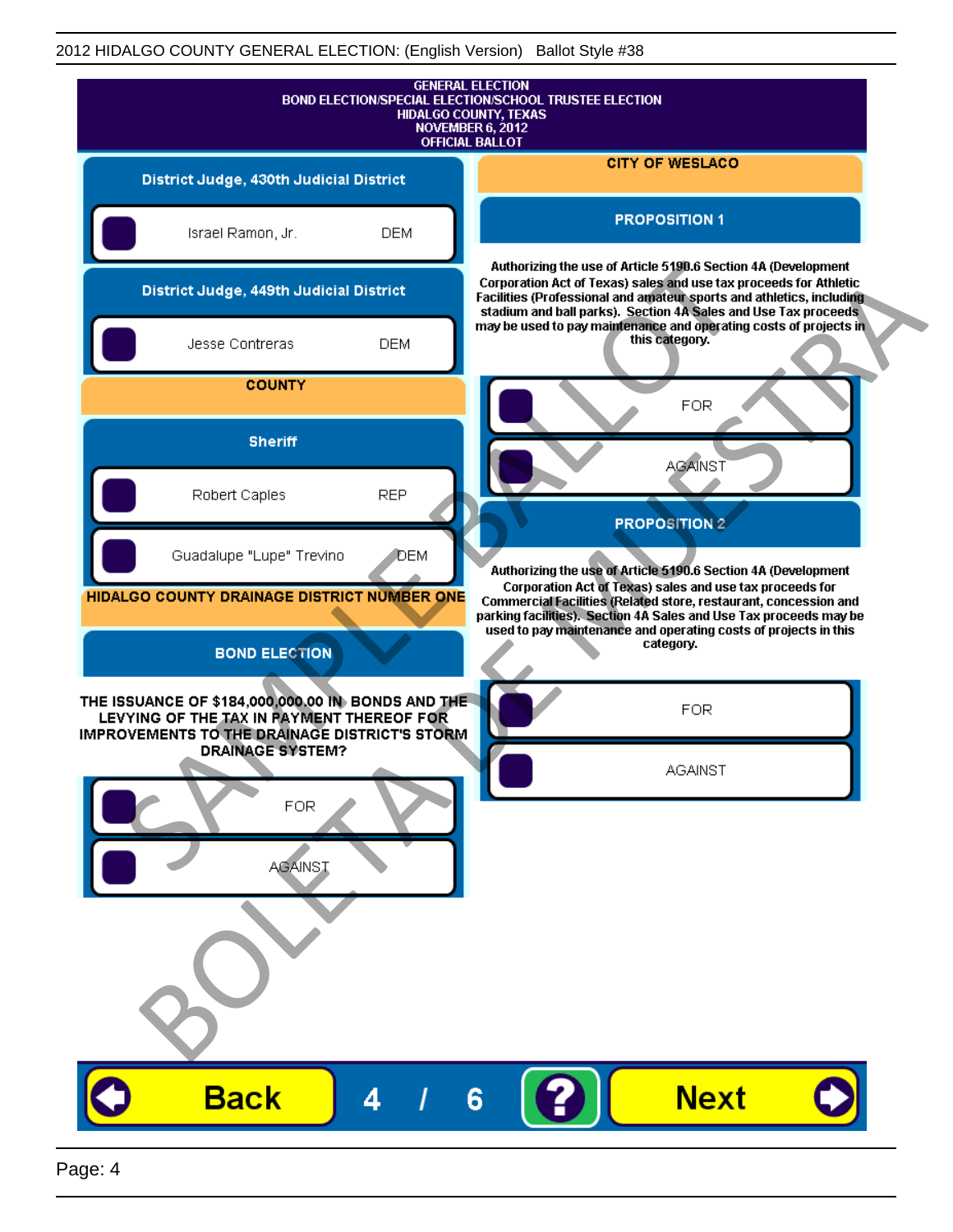GENERAL ELECTION
BOND ELECTION/SPECIAL ELECTION/SCHOOL TRUSTEE ELECTION
HIDALGO COUNTY, TEXAS
NOVEMBER 6, 2012
OFFICIAL BALLOT

## District Judge, 430th Judicial District

- Israel Ramon, Jr. — DEM

## District Judge, 449th Judicial District

- Jesse Contreras — DEM

## COUNTY

### Sheriff

- Robert Caples — REP
- Guadalupe "Lupe" Trevino — DEM

## HIDALGO COUNTY DRAINAGE DISTRICT NUMBER ONE

### BOND ELECTION

THE ISSUANCE OF $184,000,000.00 IN BONDS AND THE LEVYING OF THE TAX IN PAYMENT THEREOF FOR IMPROVEMENTS TO THE DRAINAGE DISTRICT'S STORM DRAINAGE SYSTEM?

- FOR
- AGAINST

## CITY OF WESLACO

### PROPOSITION 1

Authorizing the use of Article 5190.6 Section 4A (Development Corporation Act of Texas) sales and use tax proceeds for Athletic Facilities (Professional and amateur sports and athletics, including stadium and ball parks). Section 4A Sales and Use Tax proceeds may be used to pay maintenance and operating costs of projects in this category.

- FOR
- AGAINST

### PROPOSITION 2

Authorizing the use of Article 5190.6 Section 4A (Development Corporation Act of Texas) sales and use tax proceeds for Commercial Facilities (Related store, restaurant, concession and parking facilities). Section 4A Sales and Use Tax proceeds may be used to pay maintenance and operating costs of projects in this category.

- FOR
- AGAINST

SAMPLE BALLOT
BOLETA DE MUESTRA

Back 4 / 6 ? Next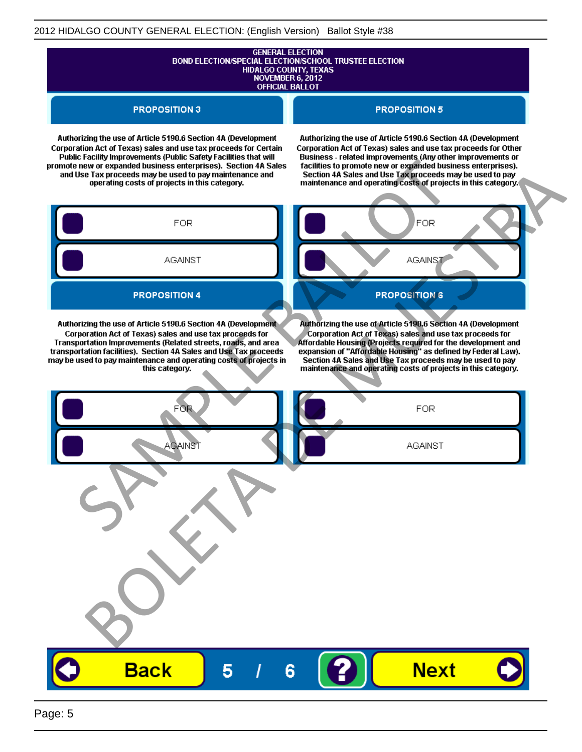GENERAL ELECTION
BOND ELECTION/SPECIAL ELECTION/SCHOOL TRUSTEE ELECTION
HIDALGO COUNTY, TEXAS
NOVEMBER 6, 2012
OFFICIAL BALLOT

## PROPOSITION 3

Authorizing the use of Article 5190.6 Section 4A (Development Corporation Act of Texas) sales and use tax proceeds for Certain Public Facility Improvements (Public Safety Facilities that will promote new or expanded business enterprises). Section 4A Sales and Use Tax proceeds may be used to pay maintenance and operating costs of projects in this category.

- FOR
- AGAINST

## PROPOSITION 4

Authorizing the use of Article 5190.6 Section 4A (Development Corporation Act of Texas) sales and use tax proceeds for Transportation Improvements (Related streets, roads, and area transportation facilities). Section 4A Sales and Use Tax proceeds may be used to pay maintenance and operating costs of projects in this category.

- FOR
- AGAINST

## PROPOSITION 5

Authorizing the use of Article 5190.6 Section 4A (Development Corporation Act of Texas) sales and use tax proceeds for Other Business - related improvements (Any other improvements or facilities to promote new or expanded business enterprises). Section 4A Sales and Use Tax proceeds may be used to pay maintenance and operating costs of projects in this category.

- FOR
- AGAINST

## PROPOSITION 6

Authorizing the use of Article 5190.6 Section 4A (Development Corporation Act of Texas) sales and use tax proceeds for Affordable Housing (Projects required for the development and expansion of "Affordable Housing" as defined by Federal Law). Section 4A Sales and Use Tax proceeds may be used to pay maintenance and operating costs of projects in this category.

- FOR
- AGAINST

SAMPLE BALLOT
BOLETA DE MUESTRA

Back 5 / 6 ? Next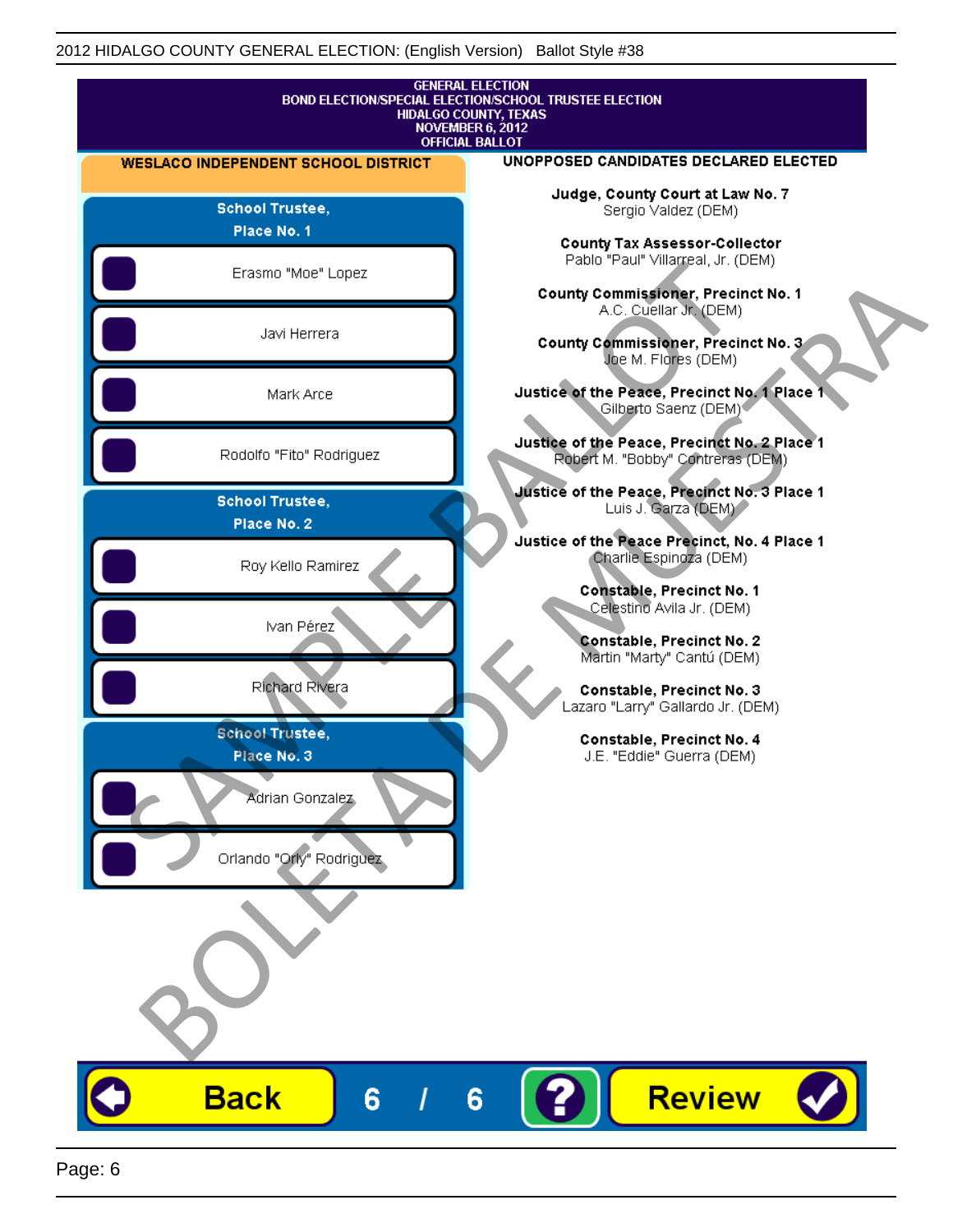2012 HIDALGO COUNTY GENERAL ELECTION: (English Version) Ballot Style #38

GENERAL ELECTION
BOND ELECTION/SPECIAL ELECTION/SCHOOL TRUSTEE ELECTION
HIDALGO COUNTY, TEXAS
NOVEMBER 6, 2012
OFFICIAL BALLOT

## WESLACO INDEPENDENT SCHOOL DISTRICT

### School Trustee, Place No. 1

- Erasmo "Moe" Lopez
- Javi Herrera
- Mark Arce
- Rodolfo "Fito" Rodriguez

### School Trustee, Place No. 2

- Roy Kello Ramirez
- Ivan Pérez
- Richard Rivera

### School Trustee, Place No. 3

- Adrian Gonzalez
- Orlando "Orly" Rodriguez

## UNOPPOSED CANDIDATES DECLARED ELECTED

**Judge, County Court at Law No. 7**
Sergio Valdez (DEM)

**County Tax Assessor-Collector**
Pablo "Paul" Villarreal, Jr. (DEM)

**County Commissioner, Precinct No. 1**
A.C. Cuellar Jr. (DEM)

**County Commissioner, Precinct No. 3**
Joe M. Flores (DEM)

**Justice of the Peace, Precinct No. 1 Place 1**
Gilberto Saenz (DEM)

**Justice of the Peace, Precinct No. 2 Place 1**
Robert M. "Bobby" Contreras (DEM)

**Justice of the Peace, Precinct No. 3 Place 1**
Luis J. Garza (DEM)

**Justice of the Peace Precinct, No. 4 Place 1**
Charlie Espinoza (DEM)

**Constable, Precinct No. 1**
Celestino Avila Jr. (DEM)

**Constable, Precinct No. 2**
Martin "Marty" Cantú (DEM)

**Constable, Precinct No. 3**
Lazaro "Larry" Gallardo Jr. (DEM)

**Constable, Precinct No. 4**
J.E. "Eddie" Guerra (DEM)

SAMPLE BALLOT
BOLETA DE MUESTRA

Back 6 / 6 ? Review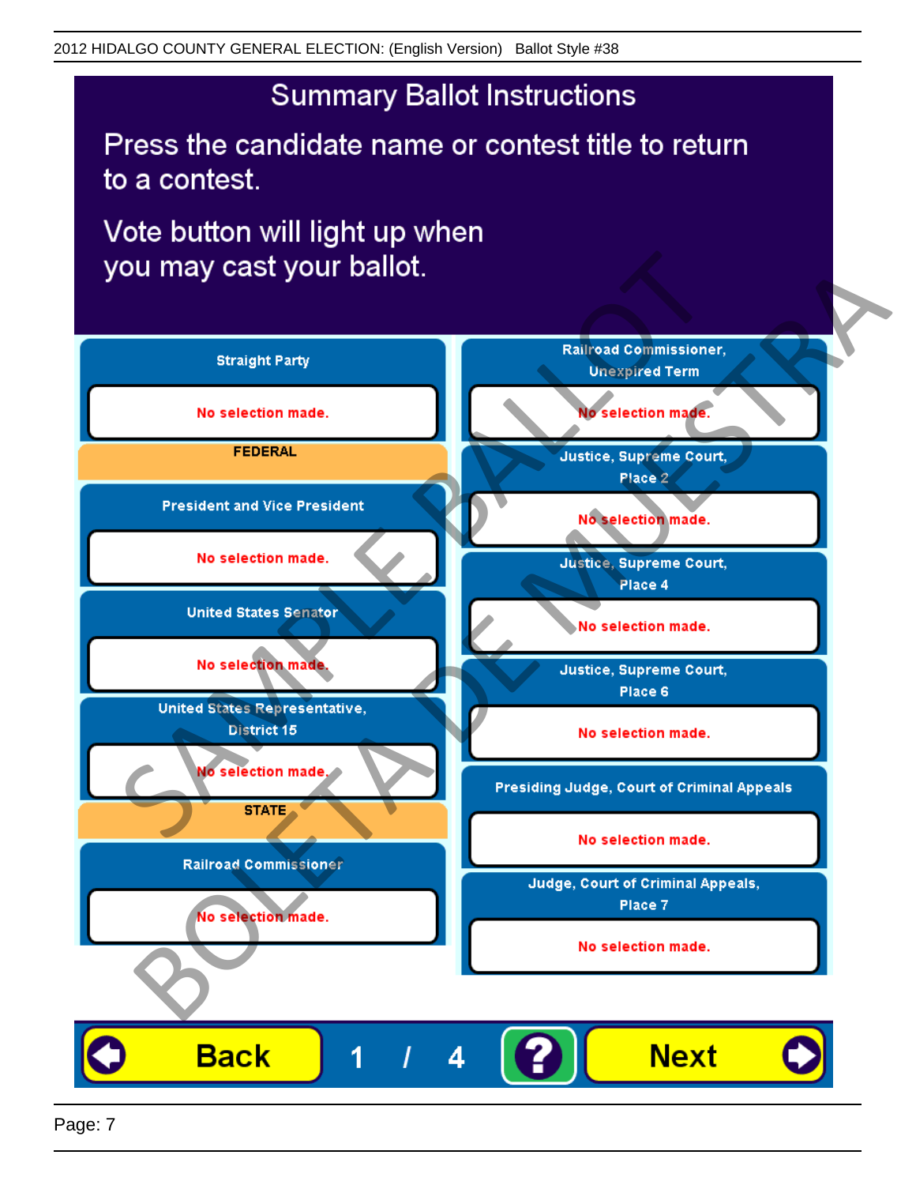2012 HIDALGO COUNTY GENERAL ELECTION: (English Version) Ballot Style #38

# Summary Ballot Instructions

Press the candidate name or contest title to return to a contest.

Vote button will light up when you may cast your ballot.

**Straight Party**

No selection made.

**FEDERAL**

**President and Vice President**

No selection made.

**United States Senator**

No selection made.

**United States Representative, District 15**

No selection made.

**STATE**

**Railroad Commissioner**

No selection made.

**Railroad Commissioner, Unexpired Term**

No selection made.

**Justice, Supreme Court, Place 2**

No selection made.

**Justice, Supreme Court, Place 4**

No selection made.

**Justice, Supreme Court, Place 6**

No selection made.

**Presiding Judge, Court of Criminal Appeals**

No selection made.

**Judge, Court of Criminal Appeals, Place 7**

No selection made.

Back | 1 / 4 | ? | Next

SAMPLE BALLOT / BOLETA DE MUESTRA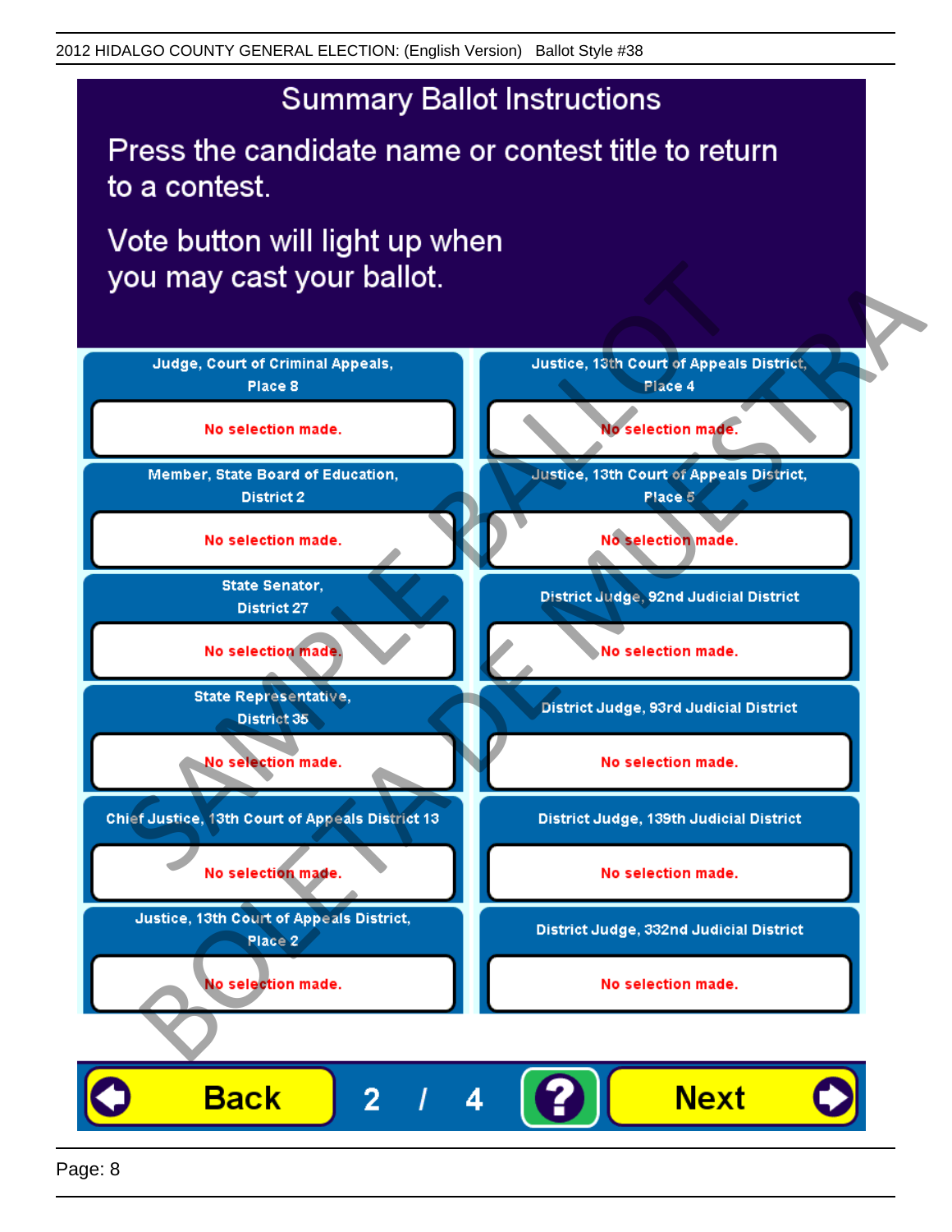2012 HIDALGO COUNTY GENERAL ELECTION: (English Version) Ballot Style #38

## Summary Ballot Instructions

Press the candidate name or contest title to return to a contest.

Vote button will light up when you may cast your ballot.

| Contest | Selection |
| --- | --- |
| Judge, Court of Criminal Appeals, Place 8 | No selection made. |
| Member, State Board of Education, District 2 | No selection made. |
| State Senator, District 27 | No selection made. |
| State Representative, District 35 | No selection made. |
| Chief Justice, 13th Court of Appeals District 13 | No selection made. |
| Justice, 13th Court of Appeals District, Place 2 | No selection made. |
| Justice, 13th Court of Appeals District, Place 4 | No selection made. |
| Justice, 13th Court of Appeals District, Place 5 | No selection made. |
| District Judge, 92nd Judicial District | No selection made. |
| District Judge, 93rd Judicial District | No selection made. |
| District Judge, 139th Judicial District | No selection made. |
| District Judge, 332nd Judicial District | No selection made. |

SAMPLE BALLOT
BOLETA DE MUESTRA

Back 2 / 4 ? Next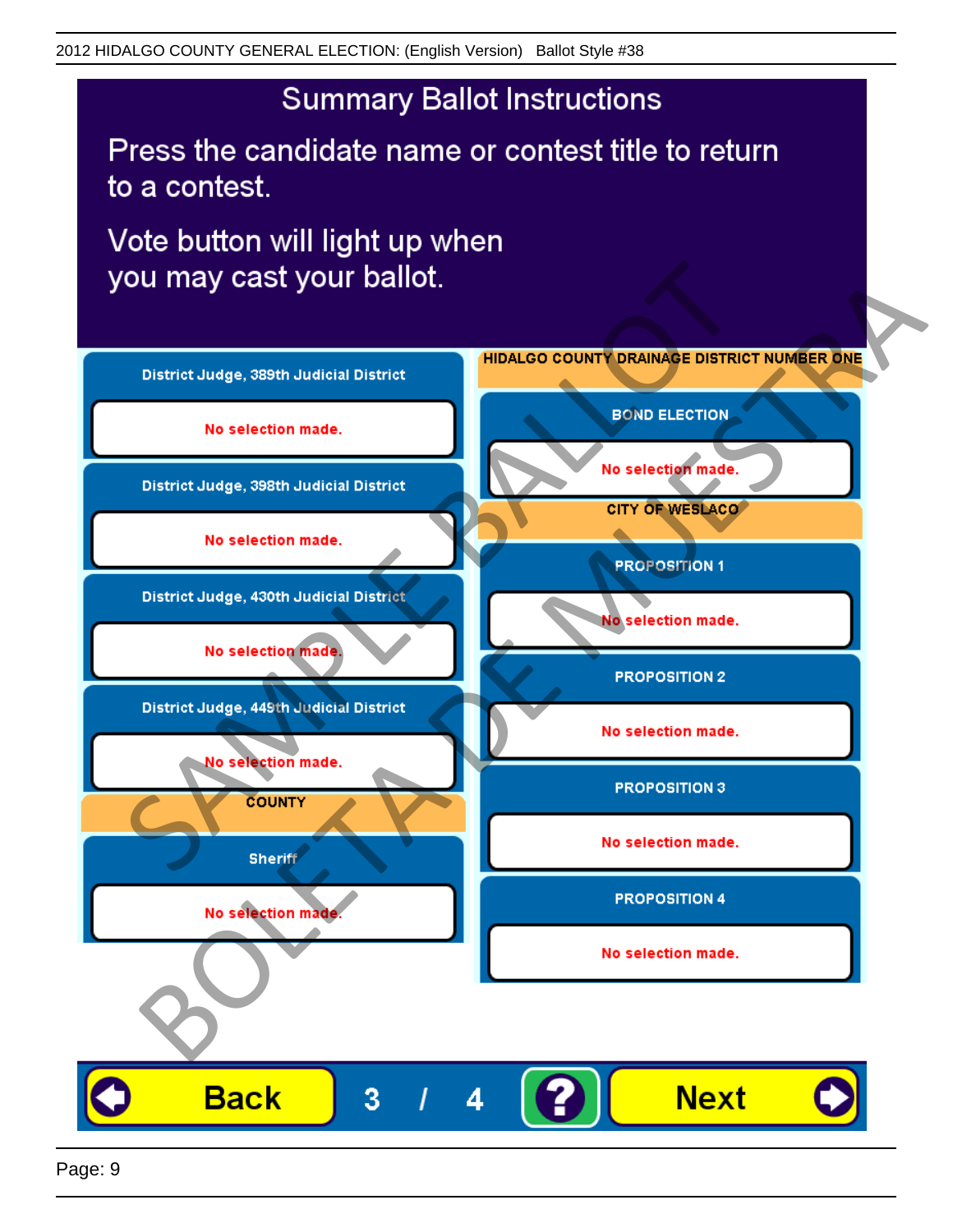2012 HIDALGO COUNTY GENERAL ELECTION: (English Version) Ballot Style #38

# Summary Ballot Instructions

Press the candidate name or contest title to return to a contest.

Vote button will light up when you may cast your ballot.

**District Judge, 389th Judicial District**

No selection made.

**District Judge, 398th Judicial District**

No selection made.

**District Judge, 430th Judicial District**

No selection made.

**District Judge, 449th Judicial District**

No selection made.

**COUNTY**

**Sheriff**

No selection made.

**HIDALGO COUNTY DRAINAGE DISTRICT NUMBER ONE**

**BOND ELECTION**

No selection made.

**CITY OF WESLACO**

**PROPOSITION 1**

No selection made.

**PROPOSITION 2**

No selection made.

**PROPOSITION 3**

No selection made.

**PROPOSITION 4**

No selection made.

SAMPLE BALLOT

BOLETA DE MUESTRA

Back 3 / 4 ? Next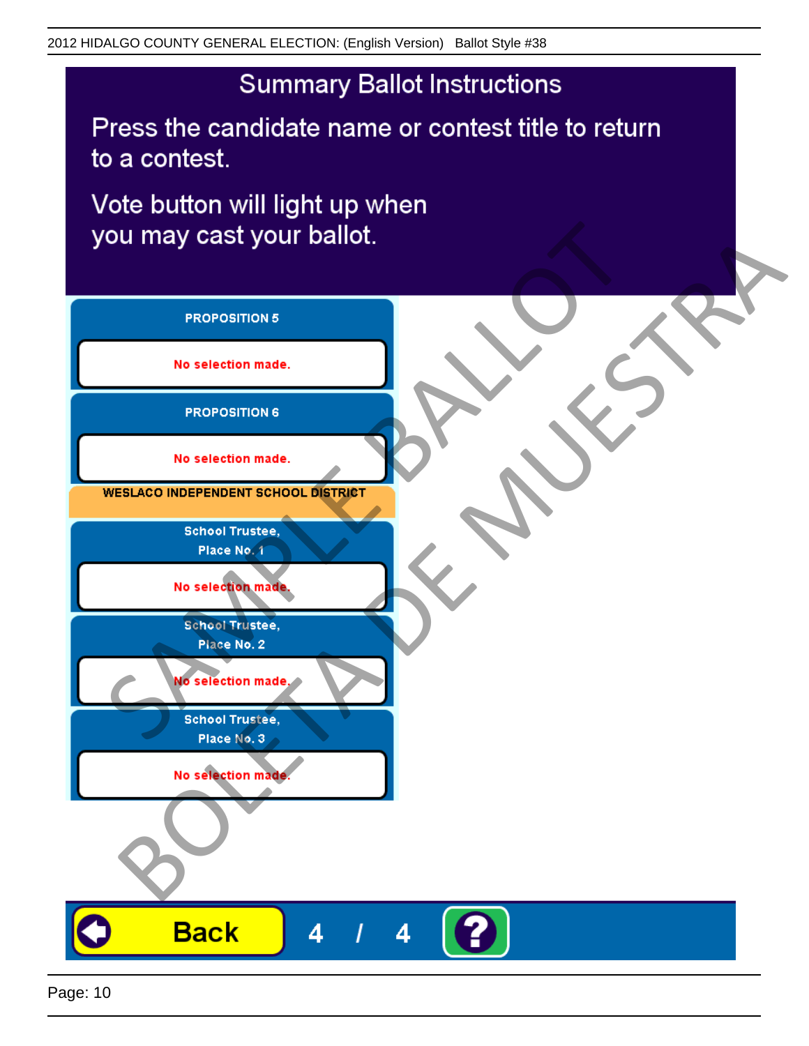2012 HIDALGO COUNTY GENERAL ELECTION: (English Version) Ballot Style #38

# Summary Ballot Instructions

Press the candidate name or contest title to return to a contest.

Vote button will light up when you may cast your ballot.

**PROPOSITION 5**

No selection made.

**PROPOSITION 6**

No selection made.

**WESLACO INDEPENDENT SCHOOL DISTRICT**

**School Trustee, Place No. 1**

No selection made.

**School Trustee, Place No. 2**

No selection made.

**School Trustee, Place No. 3**

No selection made.

SAMPLE BALLOT

BOLETA DE MUESTRA

Back

4 / 4

?